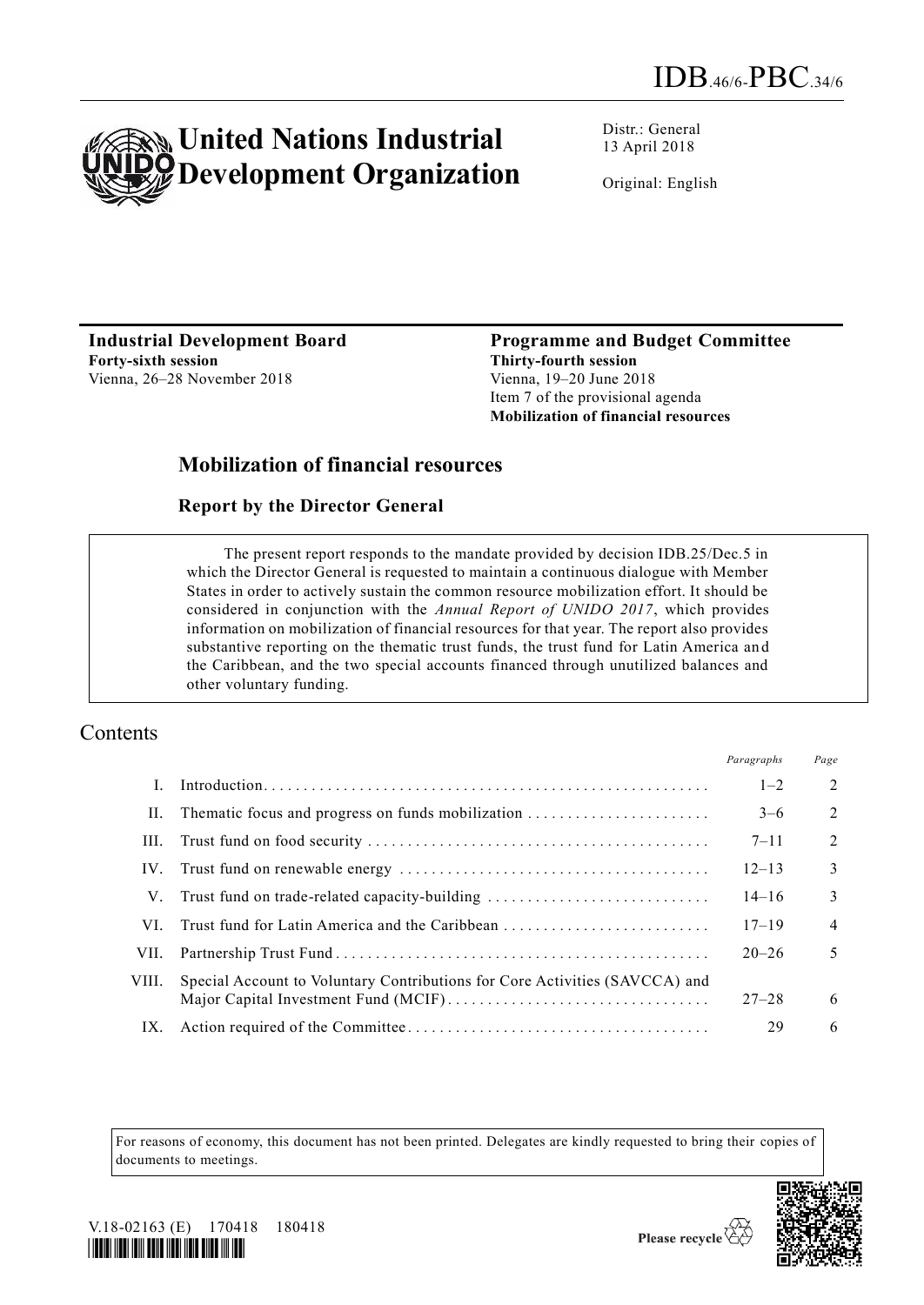IDB.46/6-PBC.34/6

# United Nations Industrial Development Organization

Distr.: General
13 April 2018

Original: English

**Industrial Development Board**
**Forty-sixth session**
Vienna, 26–28 November 2018

**Programme and Budget Committee**
**Thirty-fourth session**
Vienna, 19–20 June 2018
Item 7 of the provisional agenda
**Mobilization of financial resources**

## Mobilization of financial resources

### Report by the Director General

> The present report responds to the mandate provided by decision IDB.25/Dec.5 in which the Director General is requested to maintain a continuous dialogue with Member States in order to actively sustain the common resource mobilization effort. It should be considered in conjunction with the *Annual Report of UNIDO 2017*, which provides information on mobilization of financial resources for that year. The report also provides substantive reporting on the thematic trust funds, the trust fund for Latin America and the Caribbean, and the two special accounts financed through unutilized balances and other voluntary funding.

## Contents

| | | *Paragraphs* | *Page* |
|---|---|---|---|
| I. | Introduction | 1–2 | 2 |
| II. | Thematic focus and progress on funds mobilization | 3–6 | 2 |
| III. | Trust fund on food security | 7–11 | 2 |
| IV. | Trust fund on renewable energy | 12–13 | 3 |
| V. | Trust fund on trade-related capacity-building | 14–16 | 3 |
| VI. | Trust fund for Latin America and the Caribbean | 17–19 | 4 |
| VII. | Partnership Trust Fund | 20–26 | 5 |
| VIII. | Special Account to Voluntary Contributions for Core Activities (SAVCCA) and Major Capital Investment Fund (MCIF) | 27–28 | 6 |
| IX. | Action required of the Committee | 29 | 6 |

For reasons of economy, this document has not been printed. Delegates are kindly requested to bring their copies of documents to meetings.

V.18-02163 (E) 170418 180418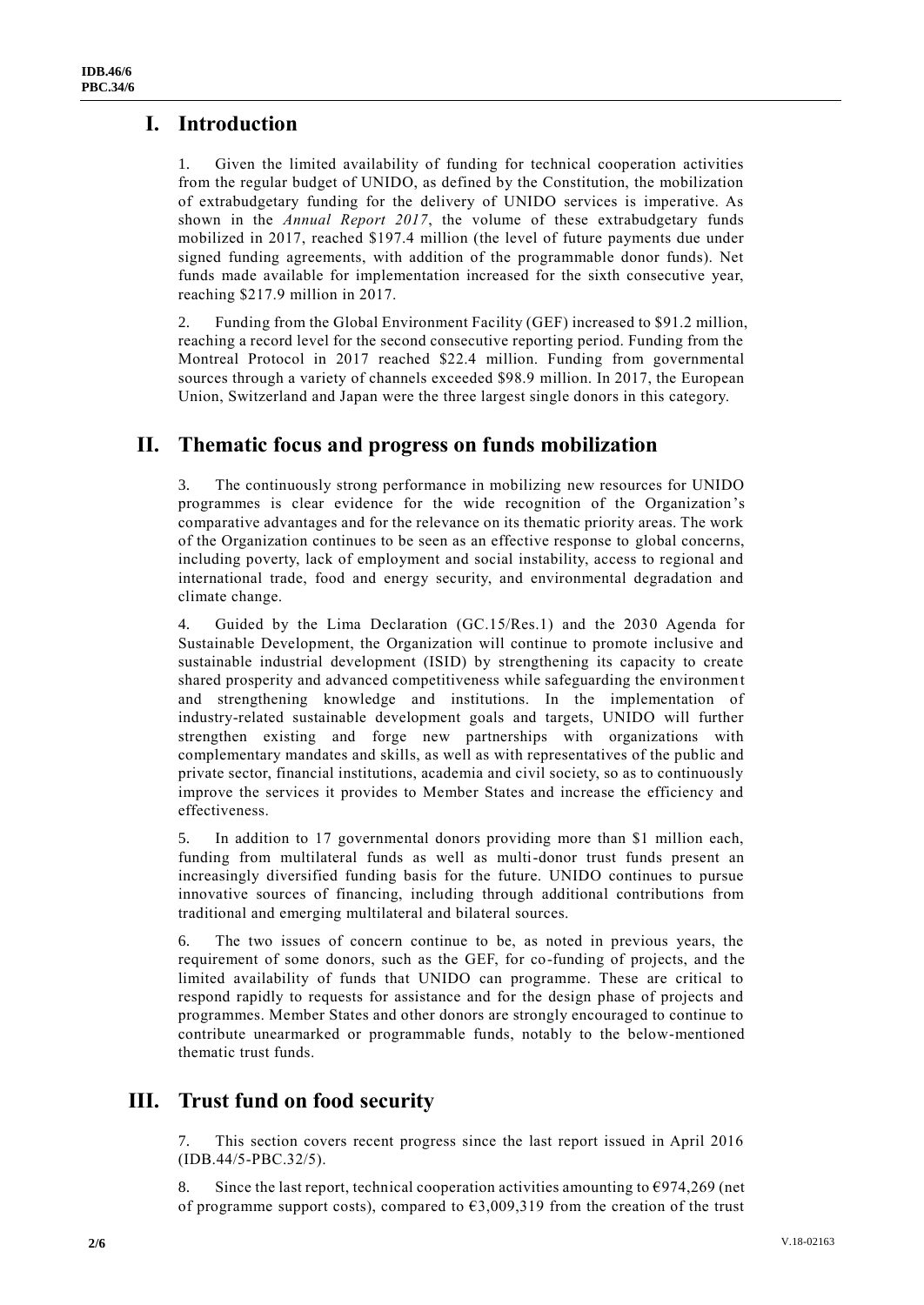# I. Introduction

1. Given the limited availability of funding for technical cooperation activities from the regular budget of UNIDO, as defined by the Constitution, the mobilization of extrabudgetary funding for the delivery of UNIDO services is imperative. As shown in the *Annual Report 2017*, the volume of these extrabudgetary funds mobilized in 2017, reached $197.4 million (the level of future payments due under signed funding agreements, with addition of the programmable donor funds). Net funds made available for implementation increased for the sixth consecutive year, reaching $217.9 million in 2017.

2. Funding from the Global Environment Facility (GEF) increased to $91.2 million, reaching a record level for the second consecutive reporting period. Funding from the Montreal Protocol in 2017 reached $22.4 million. Funding from governmental sources through a variety of channels exceeded $98.9 million. In 2017, the European Union, Switzerland and Japan were the three largest single donors in this category.

# II. Thematic focus and progress on funds mobilization

3. The continuously strong performance in mobilizing new resources for UNIDO programmes is clear evidence for the wide recognition of the Organization's comparative advantages and for the relevance on its thematic priority areas. The work of the Organization continues to be seen as an effective response to global concerns, including poverty, lack of employment and social instability, access to regional and international trade, food and energy security, and environmental degradation and climate change.

4. Guided by the Lima Declaration (GC.15/Res.1) and the 2030 Agenda for Sustainable Development, the Organization will continue to promote inclusive and sustainable industrial development (ISID) by strengthening its capacity to create shared prosperity and advanced competitiveness while safeguarding the environment and strengthening knowledge and institutions. In the implementation of industry-related sustainable development goals and targets, UNIDO will further strengthen existing and forge new partnerships with organizations with complementary mandates and skills, as well as with representatives of the public and private sector, financial institutions, academia and civil society, so as to continuously improve the services it provides to Member States and increase the efficiency and effectiveness.

5. In addition to 17 governmental donors providing more than $1 million each, funding from multilateral funds as well as multi-donor trust funds present an increasingly diversified funding basis for the future. UNIDO continues to pursue innovative sources of financing, including through additional contributions from traditional and emerging multilateral and bilateral sources.

6. The two issues of concern continue to be, as noted in previous years, the requirement of some donors, such as the GEF, for co-funding of projects, and the limited availability of funds that UNIDO can programme. These are critical to respond rapidly to requests for assistance and for the design phase of projects and programmes. Member States and other donors are strongly encouraged to continue to contribute unearmarked or programmable funds, notably to the below-mentioned thematic trust funds.

# III. Trust fund on food security

7. This section covers recent progress since the last report issued in April 2016 (IDB.44/5-PBC.32/5).

8. Since the last report, technical cooperation activities amounting to €974,269 (net of programme support costs), compared to €3,009,319 from the creation of the trust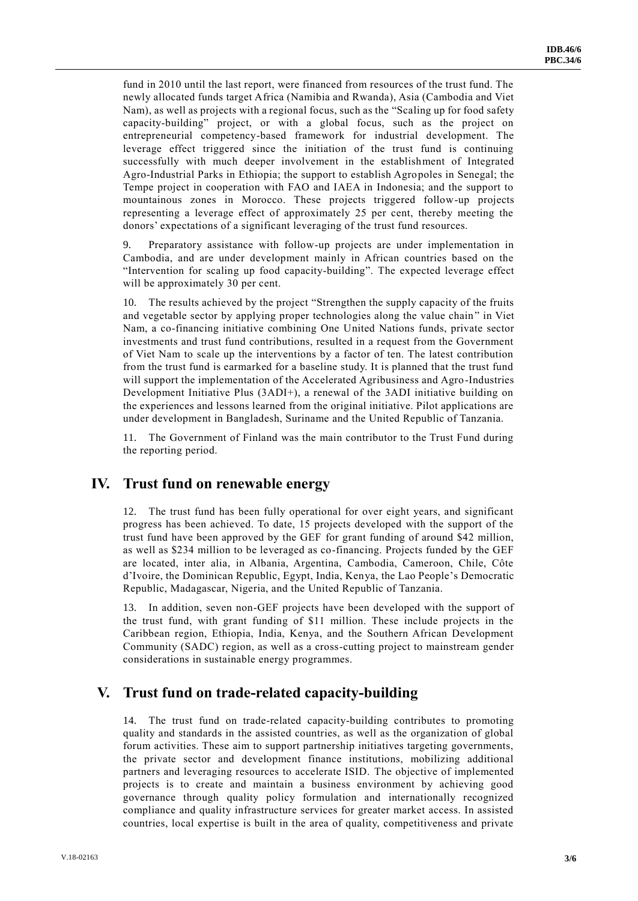fund in 2010 until the last report, were financed from resources of the trust fund. The newly allocated funds target Africa (Namibia and Rwanda), Asia (Cambodia and Viet Nam), as well as projects with a regional focus, such as the "Scaling up for food safety capacity-building" project, or with a global focus, such as the project on entrepreneurial competency-based framework for industrial development. The leverage effect triggered since the initiation of the trust fund is continuing successfully with much deeper involvement in the establishment of Integrated Agro-Industrial Parks in Ethiopia; the support to establish Agropoles in Senegal; the Tempe project in cooperation with FAO and IAEA in Indonesia; and the support to mountainous zones in Morocco. These projects triggered follow-up projects representing a leverage effect of approximately 25 per cent, thereby meeting the donors' expectations of a significant leveraging of the trust fund resources.

9. Preparatory assistance with follow-up projects are under implementation in Cambodia, and are under development mainly in African countries based on the "Intervention for scaling up food capacity-building". The expected leverage effect will be approximately 30 per cent.

10. The results achieved by the project "Strengthen the supply capacity of the fruits and vegetable sector by applying proper technologies along the value chain" in Viet Nam, a co-financing initiative combining One United Nations funds, private sector investments and trust fund contributions, resulted in a request from the Government of Viet Nam to scale up the interventions by a factor of ten. The latest contribution from the trust fund is earmarked for a baseline study. It is planned that the trust fund will support the implementation of the Accelerated Agribusiness and Agro-Industries Development Initiative Plus (3ADI+), a renewal of the 3ADI initiative building on the experiences and lessons learned from the original initiative. Pilot applications are under development in Bangladesh, Suriname and the United Republic of Tanzania.

11. The Government of Finland was the main contributor to the Trust Fund during the reporting period.

## IV. Trust fund on renewable energy

12. The trust fund has been fully operational for over eight years, and significant progress has been achieved. To date, 15 projects developed with the support of the trust fund have been approved by the GEF for grant funding of around $42 million, as well as $234 million to be leveraged as co-financing. Projects funded by the GEF are located, inter alia, in Albania, Argentina, Cambodia, Cameroon, Chile, Côte d'Ivoire, the Dominican Republic, Egypt, India, Kenya, the Lao People's Democratic Republic, Madagascar, Nigeria, and the United Republic of Tanzania.

13. In addition, seven non-GEF projects have been developed with the support of the trust fund, with grant funding of $11 million. These include projects in the Caribbean region, Ethiopia, India, Kenya, and the Southern African Development Community (SADC) region, as well as a cross-cutting project to mainstream gender considerations in sustainable energy programmes.

## V. Trust fund on trade-related capacity-building

14. The trust fund on trade-related capacity-building contributes to promoting quality and standards in the assisted countries, as well as the organization of global forum activities. These aim to support partnership initiatives targeting governments, the private sector and development finance institutions, mobilizing additional partners and leveraging resources to accelerate ISID. The objective of implemented projects is to create and maintain a business environment by achieving good governance through quality policy formulation and internationally recognized compliance and quality infrastructure services for greater market access. In assisted countries, local expertise is built in the area of quality, competitiveness and private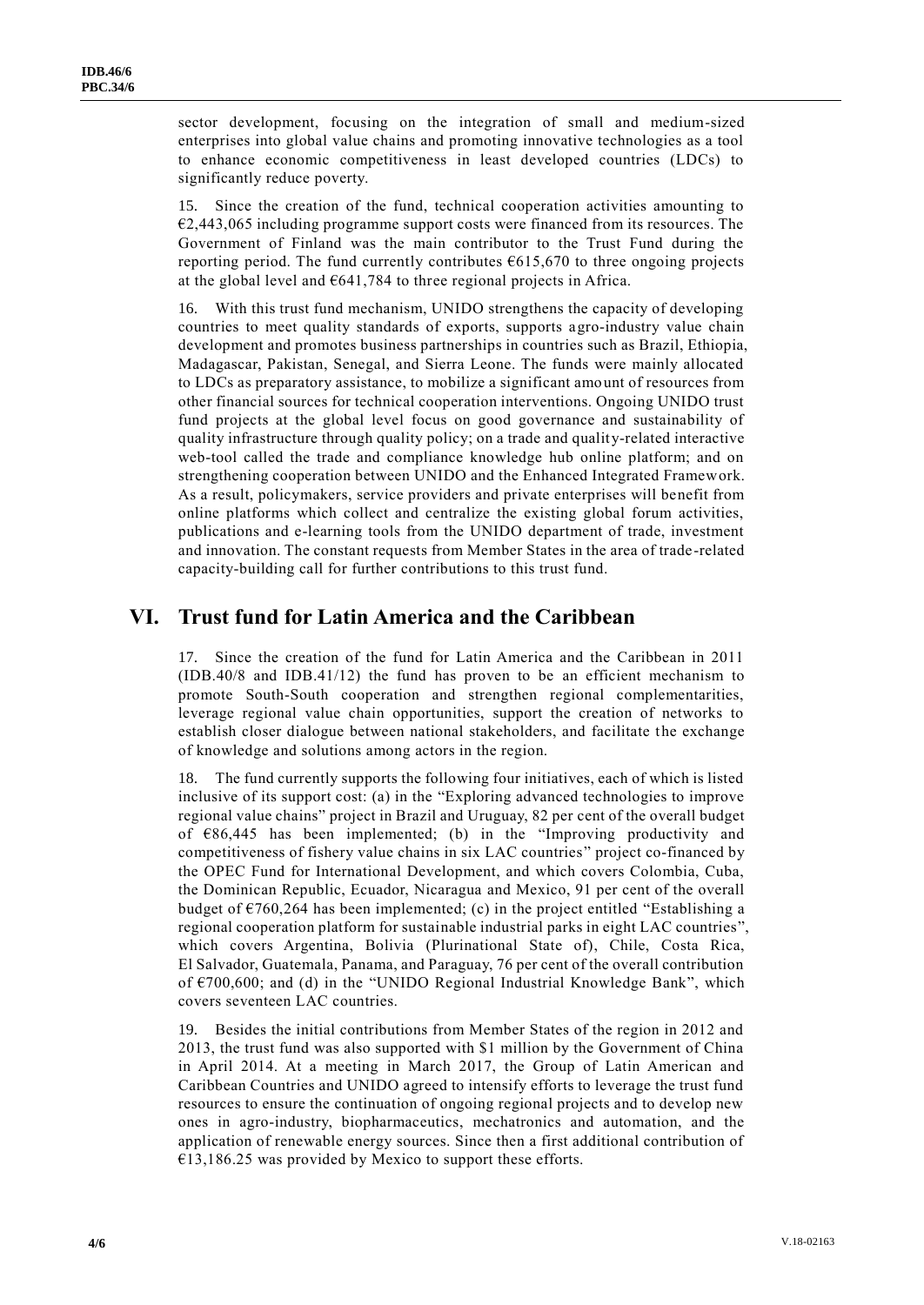sector development, focusing on the integration of small and medium-sized enterprises into global value chains and promoting innovative technologies as a tool to enhance economic competitiveness in least developed countries (LDCs) to significantly reduce poverty.

15. Since the creation of the fund, technical cooperation activities amounting to €2,443,065 including programme support costs were financed from its resources. The Government of Finland was the main contributor to the Trust Fund during the reporting period. The fund currently contributes €615,670 to three ongoing projects at the global level and €641,784 to three regional projects in Africa.

16. With this trust fund mechanism, UNIDO strengthens the capacity of developing countries to meet quality standards of exports, supports agro-industry value chain development and promotes business partnerships in countries such as Brazil, Ethiopia, Madagascar, Pakistan, Senegal, and Sierra Leone. The funds were mainly allocated to LDCs as preparatory assistance, to mobilize a significant amount of resources from other financial sources for technical cooperation interventions. Ongoing UNIDO trust fund projects at the global level focus on good governance and sustainability of quality infrastructure through quality policy; on a trade and quality-related interactive web-tool called the trade and compliance knowledge hub online platform; and on strengthening cooperation between UNIDO and the Enhanced Integrated Framework. As a result, policymakers, service providers and private enterprises will benefit from online platforms which collect and centralize the existing global forum activities, publications and e-learning tools from the UNIDO department of trade, investment and innovation. The constant requests from Member States in the area of trade-related capacity-building call for further contributions to this trust fund.

## VI. Trust fund for Latin America and the Caribbean

17. Since the creation of the fund for Latin America and the Caribbean in 2011 (IDB.40/8 and IDB.41/12) the fund has proven to be an efficient mechanism to promote South-South cooperation and strengthen regional complementarities, leverage regional value chain opportunities, support the creation of networks to establish closer dialogue between national stakeholders, and facilitate the exchange of knowledge and solutions among actors in the region.

18. The fund currently supports the following four initiatives, each of which is listed inclusive of its support cost: (a) in the "Exploring advanced technologies to improve regional value chains" project in Brazil and Uruguay, 82 per cent of the overall budget of €86,445 has been implemented; (b) in the "Improving productivity and competitiveness of fishery value chains in six LAC countries" project co-financed by the OPEC Fund for International Development, and which covers Colombia, Cuba, the Dominican Republic, Ecuador, Nicaragua and Mexico, 91 per cent of the overall budget of €760,264 has been implemented; (c) in the project entitled "Establishing a regional cooperation platform for sustainable industrial parks in eight LAC countries", which covers Argentina, Bolivia (Plurinational State of), Chile, Costa Rica, El Salvador, Guatemala, Panama, and Paraguay, 76 per cent of the overall contribution of €700,600; and (d) in the "UNIDO Regional Industrial Knowledge Bank", which covers seventeen LAC countries.

19. Besides the initial contributions from Member States of the region in 2012 and 2013, the trust fund was also supported with $1 million by the Government of China in April 2014. At a meeting in March 2017, the Group of Latin American and Caribbean Countries and UNIDO agreed to intensify efforts to leverage the trust fund resources to ensure the continuation of ongoing regional projects and to develop new ones in agro-industry, biopharmaceutics, mechatronics and automation, and the application of renewable energy sources. Since then a first additional contribution of €13,186.25 was provided by Mexico to support these efforts.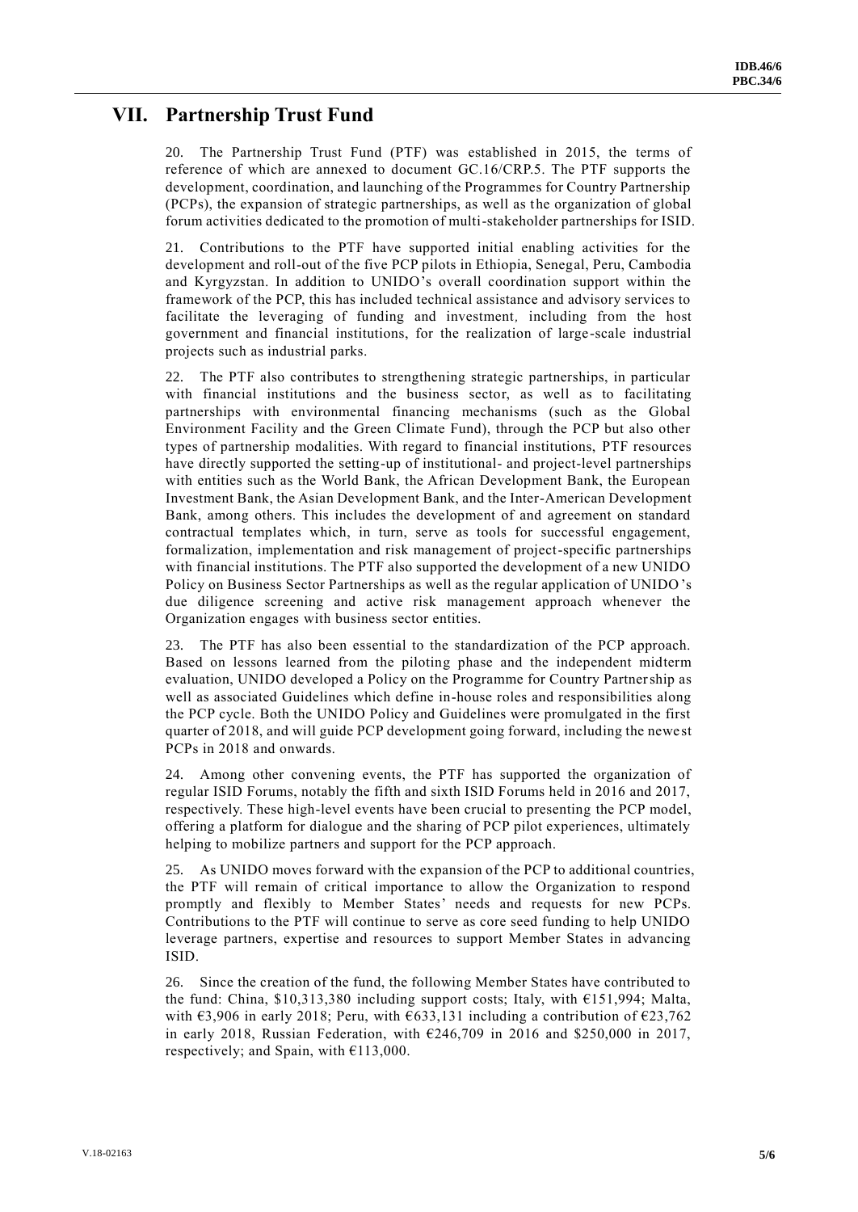## VII. Partnership Trust Fund

20. The Partnership Trust Fund (PTF) was established in 2015, the terms of reference of which are annexed to document GC.16/CRP.5. The PTF supports the development, coordination, and launching of the Programmes for Country Partnership (PCPs), the expansion of strategic partnerships, as well as the organization of global forum activities dedicated to the promotion of multi-stakeholder partnerships for ISID.

21. Contributions to the PTF have supported initial enabling activities for the development and roll-out of the five PCP pilots in Ethiopia, Senegal, Peru, Cambodia and Kyrgyzstan. In addition to UNIDO's overall coordination support within the framework of the PCP, this has included technical assistance and advisory services to facilitate the leveraging of funding and investment, including from the host government and financial institutions, for the realization of large-scale industrial projects such as industrial parks.

22. The PTF also contributes to strengthening strategic partnerships, in particular with financial institutions and the business sector, as well as to facilitating partnerships with environmental financing mechanisms (such as the Global Environment Facility and the Green Climate Fund), through the PCP but also other types of partnership modalities. With regard to financial institutions, PTF resources have directly supported the setting-up of institutional- and project-level partnerships with entities such as the World Bank, the African Development Bank, the European Investment Bank, the Asian Development Bank, and the Inter-American Development Bank, among others. This includes the development of and agreement on standard contractual templates which, in turn, serve as tools for successful engagement, formalization, implementation and risk management of project-specific partnerships with financial institutions. The PTF also supported the development of a new UNIDO Policy on Business Sector Partnerships as well as the regular application of UNIDO's due diligence screening and active risk management approach whenever the Organization engages with business sector entities.

23. The PTF has also been essential to the standardization of the PCP approach. Based on lessons learned from the piloting phase and the independent midterm evaluation, UNIDO developed a Policy on the Programme for Country Partnership as well as associated Guidelines which define in-house roles and responsibilities along the PCP cycle. Both the UNIDO Policy and Guidelines were promulgated in the first quarter of 2018, and will guide PCP development going forward, including the newest PCPs in 2018 and onwards.

24. Among other convening events, the PTF has supported the organization of regular ISID Forums, notably the fifth and sixth ISID Forums held in 2016 and 2017, respectively. These high-level events have been crucial to presenting the PCP model, offering a platform for dialogue and the sharing of PCP pilot experiences, ultimately helping to mobilize partners and support for the PCP approach.

25. As UNIDO moves forward with the expansion of the PCP to additional countries, the PTF will remain of critical importance to allow the Organization to respond promptly and flexibly to Member States' needs and requests for new PCPs. Contributions to the PTF will continue to serve as core seed funding to help UNIDO leverage partners, expertise and resources to support Member States in advancing ISID.

26. Since the creation of the fund, the following Member States have contributed to the fund: China, $10,313,380 including support costs; Italy, with €151,994; Malta, with €3,906 in early 2018; Peru, with €633,131 including a contribution of €23,762 in early 2018, Russian Federation, with €246,709 in 2016 and $250,000 in 2017, respectively; and Spain, with €113,000.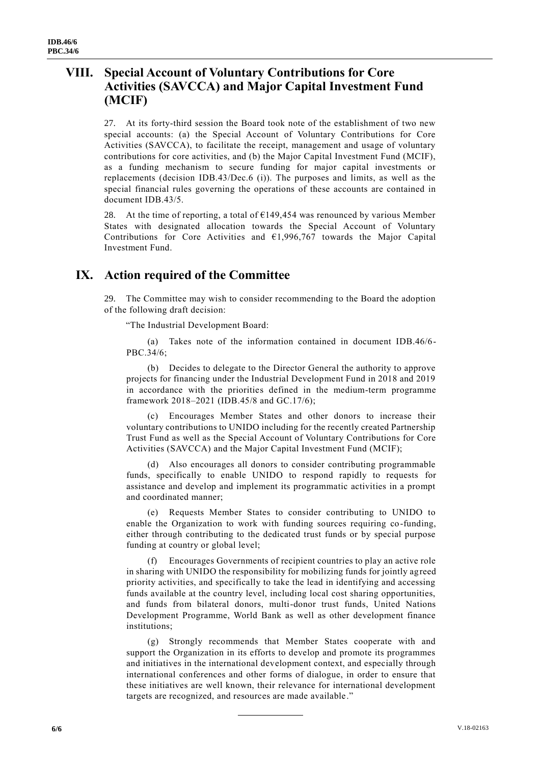## VIII. Special Account of Voluntary Contributions for Core Activities (SAVCCA) and Major Capital Investment Fund (MCIF)

27. At its forty-third session the Board took note of the establishment of two new special accounts: (a) the Special Account of Voluntary Contributions for Core Activities (SAVCCA), to facilitate the receipt, management and usage of voluntary contributions for core activities, and (b) the Major Capital Investment Fund (MCIF), as a funding mechanism to secure funding for major capital investments or replacements (decision IDB.43/Dec.6 (i)). The purposes and limits, as well as the special financial rules governing the operations of these accounts are contained in document IDB.43/5.

28. At the time of reporting, a total of €149,454 was renounced by various Member States with designated allocation towards the Special Account of Voluntary Contributions for Core Activities and €1,996,767 towards the Major Capital Investment Fund.

## IX. Action required of the Committee

29. The Committee may wish to consider recommending to the Board the adoption of the following draft decision:

"The Industrial Development Board:

(a) Takes note of the information contained in document IDB.46/6-PBC.34/6;

(b) Decides to delegate to the Director General the authority to approve projects for financing under the Industrial Development Fund in 2018 and 2019 in accordance with the priorities defined in the medium-term programme framework 2018–2021 (IDB.45/8 and GC.17/6);

(c) Encourages Member States and other donors to increase their voluntary contributions to UNIDO including for the recently created Partnership Trust Fund as well as the Special Account of Voluntary Contributions for Core Activities (SAVCCA) and the Major Capital Investment Fund (MCIF);

(d) Also encourages all donors to consider contributing programmable funds, specifically to enable UNIDO to respond rapidly to requests for assistance and develop and implement its programmatic activities in a prompt and coordinated manner;

(e) Requests Member States to consider contributing to UNIDO to enable the Organization to work with funding sources requiring co-funding, either through contributing to the dedicated trust funds or by special purpose funding at country or global level;

(f) Encourages Governments of recipient countries to play an active role in sharing with UNIDO the responsibility for mobilizing funds for jointly agreed priority activities, and specifically to take the lead in identifying and accessing funds available at the country level, including local cost sharing opportunities, and funds from bilateral donors, multi-donor trust funds, United Nations Development Programme, World Bank as well as other development finance institutions;

(g) Strongly recommends that Member States cooperate with and support the Organization in its efforts to develop and promote its programmes and initiatives in the international development context, and especially through international conferences and other forms of dialogue, in order to ensure that these initiatives are well known, their relevance for international development targets are recognized, and resources are made available."